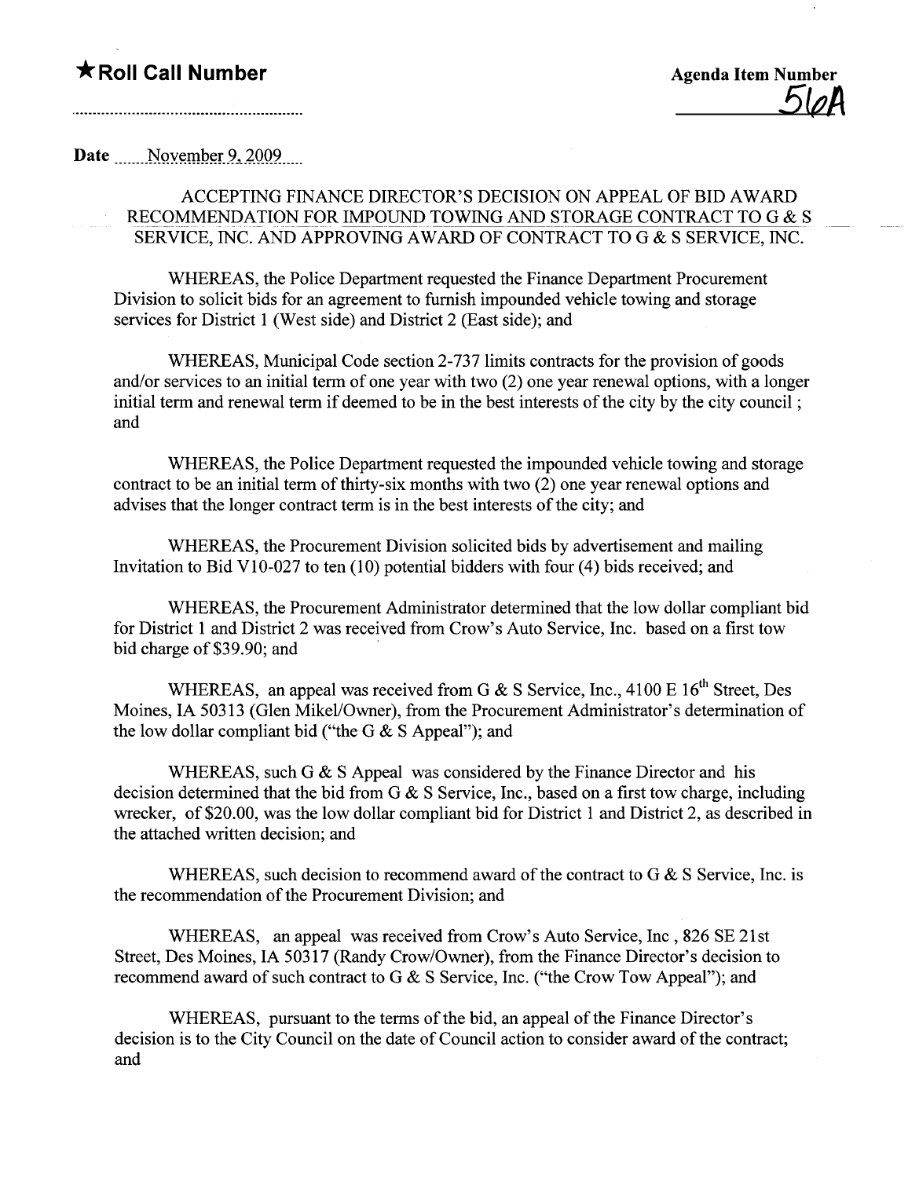★ **Roll Call Number**

**Agenda Item Number**
56A

**Date** November 9, 2009

ACCEPTING FINANCE DIRECTOR'S DECISION ON APPEAL OF BID AWARD RECOMMENDATION FOR IMPOUND TOWING AND STORAGE CONTRACT TO G & S SERVICE, INC. AND APPROVING AWARD OF CONTRACT TO G & S SERVICE, INC.

WHEREAS, the Police Department requested the Finance Department Procurement Division to solicit bids for an agreement to furnish impounded vehicle towing and storage services for District 1 (West side) and District 2 (East side); and

WHEREAS, Municipal Code section 2-737 limits contracts for the provision of goods and/or services to an initial term of one year with two (2) one year renewal options, with a longer initial term and renewal term if deemed to be in the best interests of the city by the city council ; and

WHEREAS, the Police Department requested the impounded vehicle towing and storage contract to be an initial term of thirty-six months with two (2) one year renewal options and advises that the longer contract term is in the best interests of the city; and

WHEREAS, the Procurement Division solicited bids by advertisement and mailing Invitation to Bid V10-027 to ten (10) potential bidders with four (4) bids received; and

WHEREAS, the Procurement Administrator determined that the low dollar compliant bid for District 1 and District 2 was received from Crow's Auto Service, Inc. based on a first tow bid charge of $39.90; and

WHEREAS, an appeal was received from G & S Service, Inc., 4100 E 16th Street, Des Moines, IA 50313 (Glen Mikel/Owner), from the Procurement Administrator's determination of the low dollar compliant bid ("the G & S Appeal"); and

WHEREAS, such G & S Appeal was considered by the Finance Director and his decision determined that the bid from G & S Service, Inc., based on a first tow charge, including wrecker, of $20.00, was the low dollar compliant bid for District 1 and District 2, as described in the attached written decision; and

WHEREAS, such decision to recommend award of the contract to G & S Service, Inc. is the recommendation of the Procurement Division; and

WHEREAS, an appeal was received from Crow's Auto Service, Inc , 826 SE 21st Street, Des Moines, IA 50317 (Randy Crow/Owner), from the Finance Director's decision to recommend award of such contract to G & S Service, Inc. ("the Crow Tow Appeal"); and

WHEREAS, pursuant to the terms of the bid, an appeal of the Finance Director's decision is to the City Council on the date of Council action to consider award of the contract; and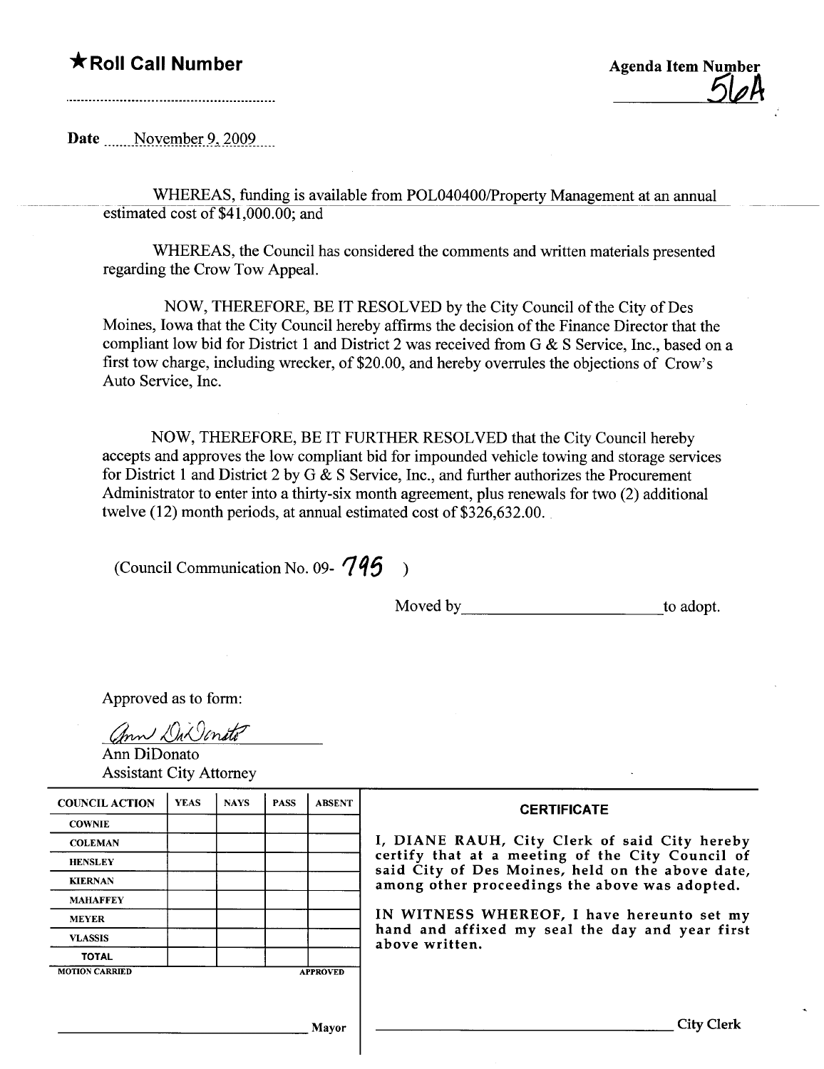★**Roll Call Number**

.........................................................

**Agenda Item Number**

56A

**Date** November 9, 2009

WHEREAS, funding is available from POL040400/Property Management at an annual estimated cost of $41,000.00; and

WHEREAS, the Council has considered the comments and written materials presented regarding the Crow Tow Appeal.

NOW, THEREFORE, BE IT RESOLVED by the City Council of the City of Des Moines, Iowa that the City Council hereby affirms the decision of the Finance Director that the compliant low bid for District 1 and District 2 was received from G & S Service, Inc., based on a first tow charge, including wrecker, of $20.00, and hereby overrules the objections of Crow's Auto Service, Inc.

NOW, THEREFORE, BE IT FURTHER RESOLVED that the City Council hereby accepts and approves the low compliant bid for impounded vehicle towing and storage services for District 1 and District 2 by G & S Service, Inc., and further authorizes the Procurement Administrator to enter into a thirty-six month agreement, plus renewals for two (2) additional twelve (12) month periods, at annual estimated cost of $326,632.00.

(Council Communication No. 09- 795 )

Moved by\_\_\_\_\_\_\_\_\_\_\_\_\_\_\_\_\_\_\_\_\_\_\_to adopt.

Approved as to form:

Ann DiDonato
Ann DiDonato
Assistant City Attorney

| COUNCIL ACTION | YEAS | NAYS | PASS | ABSENT |
|---|---|---|---|---|
| COWNIE | | | | |
| COLEMAN | | | | |
| HENSLEY | | | | |
| KIERNAN | | | | |
| MAHAFFEY | | | | |
| MEYER | | | | |
| VLASSIS | | | | |
| TOTAL | | | | |
| MOTION CARRIED | | | | APPROVED |

\_\_\_\_\_\_\_\_\_\_\_\_\_\_\_\_\_\_\_\_\_\_\_\_\_\_\_\_\_\_ Mayor

**CERTIFICATE**

I, DIANE RAUH, City Clerk of said City hereby certify that at a meeting of the City Council of said City of Des Moines, held on the above date, among other proceedings the above was adopted.

IN WITNESS WHEREOF, I have hereunto set my hand and affixed my seal the day and year first above written.

\_\_\_\_\_\_\_\_\_\_\_\_\_\_\_\_\_\_\_\_\_\_\_\_\_\_\_\_\_\_ City Clerk